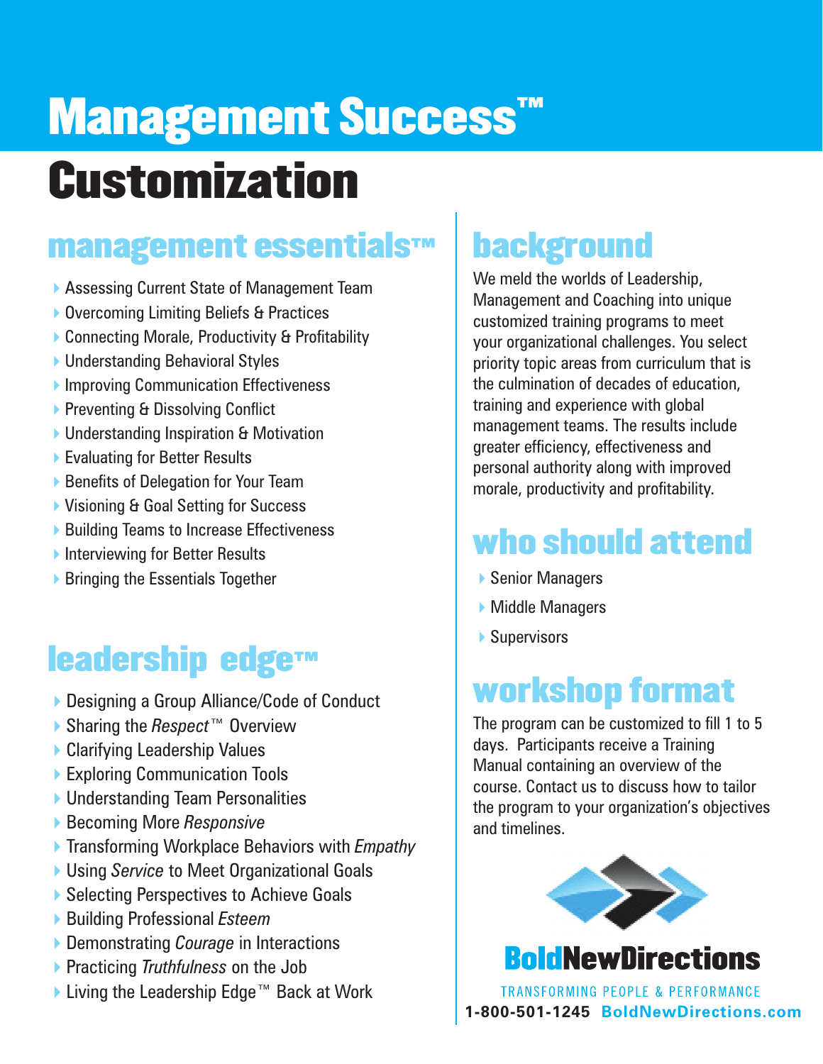# Management Success™ Customization

## management essentials™

- Assessing Current State of Management Team
- Overcoming Limiting Beliefs & Practices
- Connecting Morale, Productivity & Profitability
- Understanding Behavioral Styles
- Improving Communication Effectiveness
- Preventing & Dissolving Conflict
- Understanding Inspiration & Motivation
- Evaluating for Better Results
- Benefits of Delegation for Your Team
- Visioning & Goal Setting for Success
- Building Teams to Increase Effectiveness
- Interviewing for Better Results
- Bringing the Essentials Together

## leadership edge™

- Designing a Group Alliance/Code of Conduct
- Sharing the *Respect*™ Overview
- Clarifying Leadership Values
- Exploring Communication Tools
- Understanding Team Personalities
- Becoming More *Responsive*
- Transforming Workplace Behaviors with *Empathy*
- Using *Service* to Meet Organizational Goals
- Selecting Perspectives to Achieve Goals
- Building Professional *Esteem*
- Demonstrating *Courage* in Interactions
- Practicing *Truthfulness* on the Job
- Living the Leadership Edge™ Back at Work

## background

We meld the worlds of Leadership, Management and Coaching into unique customized training programs to meet your organizational challenges. You select priority topic areas from curriculum that is the culmination of decades of education, training and experience with global management teams. The results include greater efficiency, effectiveness and personal authority along with improved morale, productivity and profitability.

## who should attend

- Senior Managers
- Middle Managers
- Supervisors

## workshop format

The program can be customized to fill 1 to 5 days. Participants receive a Training Manual containing an overview of the course. Contact us to discuss how to tailor the program to your organization's objectives and timelines.

**BoldNewDirections**

TRANSFORMING PEOPLE & PERFORMANCE

**1-800-501-1245 BoldNewDirections.com**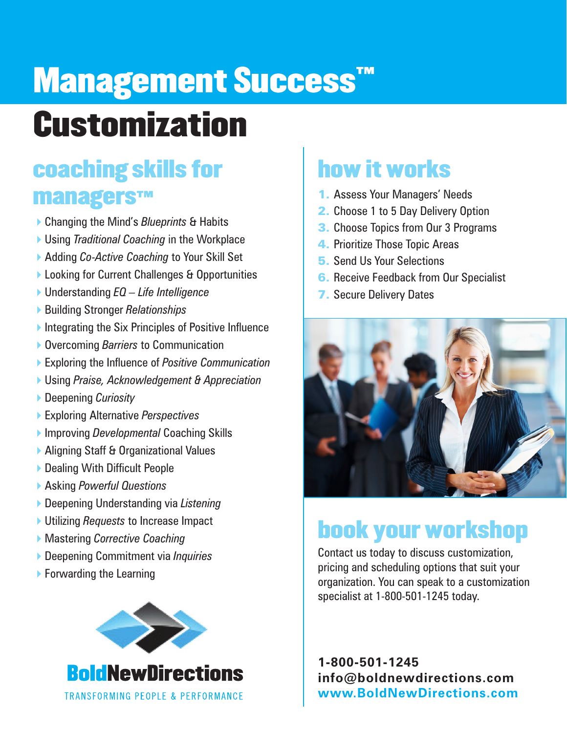# Management Success™

# Customization

## coaching skills for managers™

- Changing the Mind's *Blueprints* & Habits
- Using *Traditional Coaching* in the Workplace
- Adding *Co-Active Coaching* to Your Skill Set
- Looking for Current Challenges & Opportunities
- Understanding *EQ – Life Intelligence*
- Building Stronger *Relationships*
- Integrating the Six Principles of Positive Influence
- Overcoming *Barriers* to Communication
- Exploring the Influence of *Positive Communication*
- Using *Praise, Acknowledgement & Appreciation*
- Deepening *Curiosity*
- Exploring Alternative *Perspectives*
- Improving *Developmental* Coaching Skills
- Aligning Staff & Organizational Values
- Dealing With Difficult People
- Asking *Powerful Questions*
- Deepening Understanding via *Listening*
- Utilizing *Requests* to Increase Impact
- Mastering *Corrective Coaching*
- Deepening Commitment via *Inquiries*
- Forwarding the Learning

BoldNewDirections

TRANSFORMING PEOPLE & PERFORMANCE

## how it works

1. Assess Your Managers' Needs
2. Choose 1 to 5 Day Delivery Option
3. Choose Topics from Our 3 Programs
4. Prioritize Those Topic Areas
5. Send Us Your Selections
6. Receive Feedback from Our Specialist
7. Secure Delivery Dates

## book your workshop

Contact us today to discuss customization, pricing and scheduling options that suit your organization. You can speak to a customization specialist at 1-800-501-1245 today.

**1-800-501-1245**
**info@boldnewdirections.com**
**www.BoldNewDirections.com**